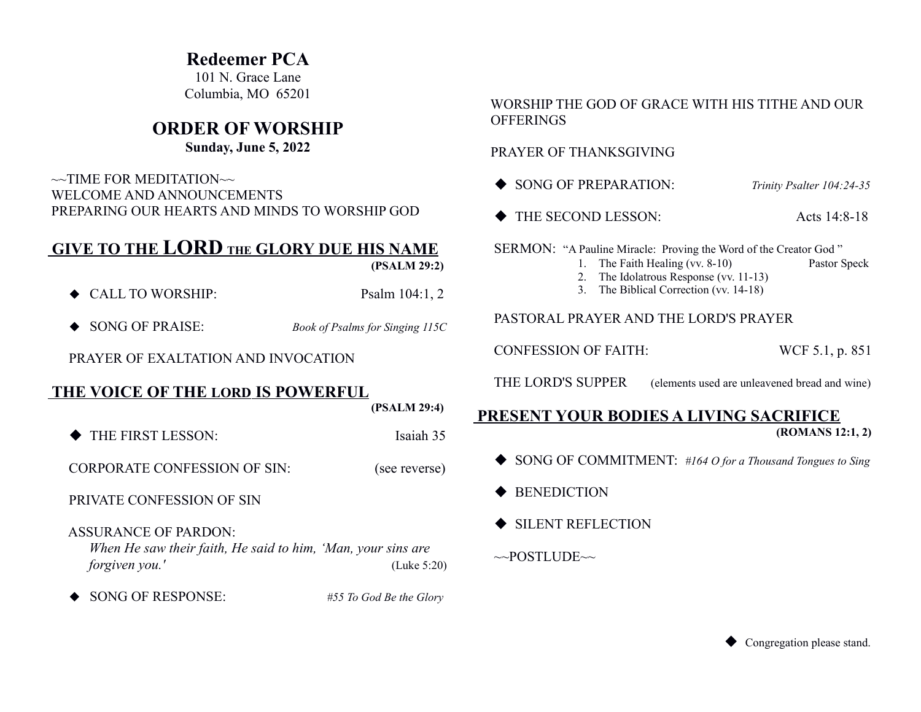# Redeemer PCA

101 N. Grace Lane
Columbia, MO 65201

## ORDER OF WORSHIP

**Sunday, June 5, 2022**

~~TIME FOR MEDITATION~~
WELCOME AND ANNOUNCEMENTS
PREPARING OUR HEARTS AND MINDS TO WORSHIP GOD

## GIVE TO THE LORD THE GLORY DUE HIS NAME

**(PSALM 29:2)**

◆ CALL TO WORSHIP: Psalm 104:1, 2

◆ SONG OF PRAISE: *Book of Psalms for Singing 115C*

PRAYER OF EXALTATION AND INVOCATION

## THE VOICE OF THE LORD IS POWERFUL

**(PSALM 29:4)**

◆ THE FIRST LESSON: Isaiah 35

CORPORATE CONFESSION OF SIN: (see reverse)

PRIVATE CONFESSION OF SIN

ASSURANCE OF PARDON:
*When He saw their faith, He said to him, 'Man, your sins are forgiven you.'* (Luke 5:20)

◆ SONG OF RESPONSE: *#55 To God Be the Glory*

WORSHIP THE GOD OF GRACE WITH HIS TITHE AND OUR OFFERINGS

PRAYER OF THANKSGIVING

◆ SONG OF PREPARATION: *Trinity Psalter 104:24-35*

◆ THE SECOND LESSON: Acts 14:8-18

SERMON: "A Pauline Miracle: Proving the Word of the Creator God" — Pastor Speck

1. The Faith Healing (vv. 8-10)
2. The Idolatrous Response (vv. 11-13)
3. The Biblical Correction (vv. 14-18)

PASTORAL PRAYER AND THE LORD'S PRAYER

CONFESSION OF FAITH: WCF 5.1, p. 851

THE LORD'S SUPPER (elements used are unleavened bread and wine)

## PRESENT YOUR BODIES A LIVING SACRIFICE

**(ROMANS 12:1, 2)**

◆ SONG OF COMMITMENT: *#164 O for a Thousand Tongues to Sing*

◆ BENEDICTION

◆ SILENT REFLECTION

~~POSTLUDE~~

◆ Congregation please stand.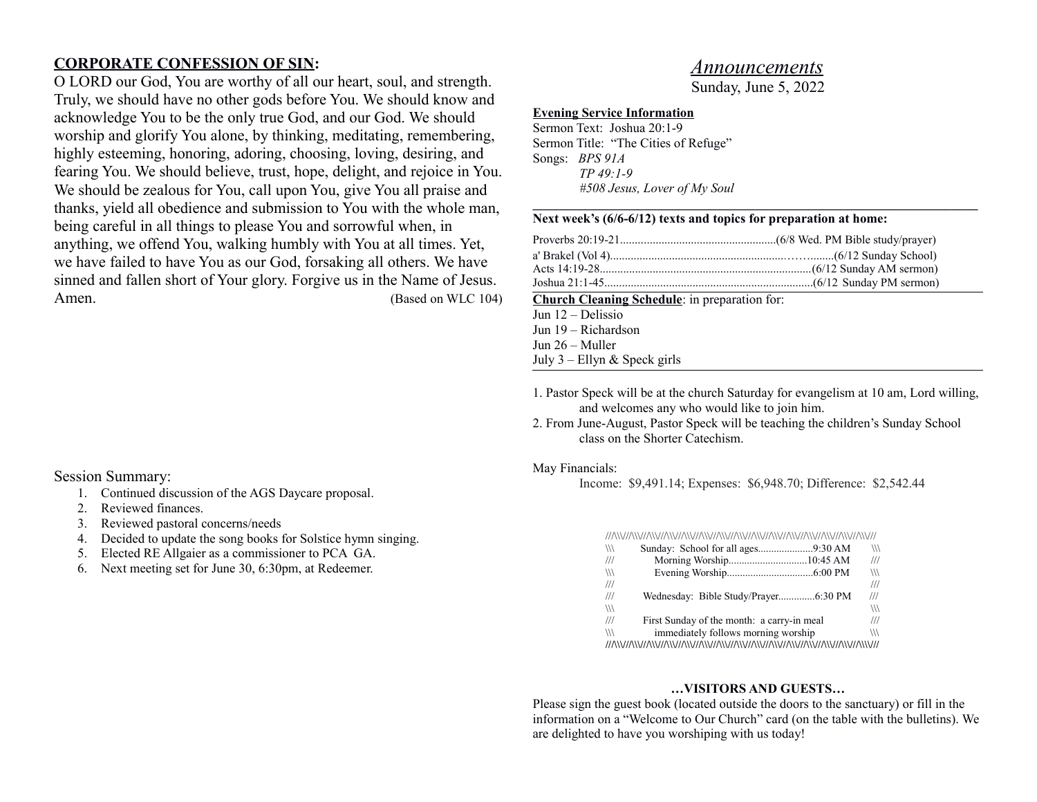**CORPORATE CONFESSION OF SIN:**

O LORD our God, You are worthy of all our heart, soul, and strength. Truly, we should have no other gods before You. We should know and acknowledge You to be the only true God, and our God. We should worship and glorify You alone, by thinking, meditating, remembering, highly esteeming, honoring, adoring, choosing, loving, desiring, and fearing You. We should believe, trust, hope, delight, and rejoice in You. We should be zealous for You, call upon You, give You all praise and thanks, yield all obedience and submission to You with the whole man, being careful in all things to please You and sorrowful when, in anything, we offend You, walking humbly with You at all times. Yet, we have failed to have You as our God, forsaking all others. We have sinned and fallen short of Your glory. Forgive us in the Name of Jesus. Amen. (Based on WLC 104)

Session Summary:

1. Continued discussion of the AGS Daycare proposal.
2. Reviewed finances.
3. Reviewed pastoral concerns/needs
4. Decided to update the song books for Solstice hymn singing.
5. Elected RE Allgaier as a commissioner to PCA GA.
6. Next meeting set for June 30, 6:30pm, at Redeemer.

# *Announcements*

Sunday, June 5, 2022

**Evening Service Information**

Sermon Text: Joshua 20:1-9
Sermon Title: "The Cities of Refuge"
Songs: *BPS 91A*
*TP 49:1-9*
*#508 Jesus, Lover of My Soul*

**Next week's (6/6-6/12) texts and topics for preparation at home:**

Proverbs 20:19-21......................................................(6/8 Wed. PM Bible study/prayer)
a' Brakel (Vol 4)...........................................................(6/12 Sunday School)
Acts 14:19-28...............................................................(6/12 Sunday AM sermon)
Joshua 21:1-45..............................................................(6/12 Sunday PM sermon)

**Church Cleaning Schedule**: in preparation for:

Jun 12 – Delissio
Jun 19 – Richardson
Jun 26 – Muller
July 3 – Ellyn & Speck girls

1. Pastor Speck will be at the church Saturday for evangelism at 10 am, Lord willing, and welcomes any who would like to join him.
2. From June-August, Pastor Speck will be teaching the children's Sunday School class on the Shorter Catechism.

May Financials:

Income: $9,491.14; Expenses: $6,948.70; Difference: $2,542.44

Sunday: School for all ages.....................9:30 AM
Morning Worship..............................10:45 AM
Evening Worship.................................6:00 PM

Wednesday: Bible Study/Prayer..............6:30 PM

First Sunday of the month: a carry-in meal immediately follows morning worship

**…VISITORS AND GUESTS…**

Please sign the guest book (located outside the doors to the sanctuary) or fill in the information on a "Welcome to Our Church" card (on the table with the bulletins). We are delighted to have you worshiping with us today!